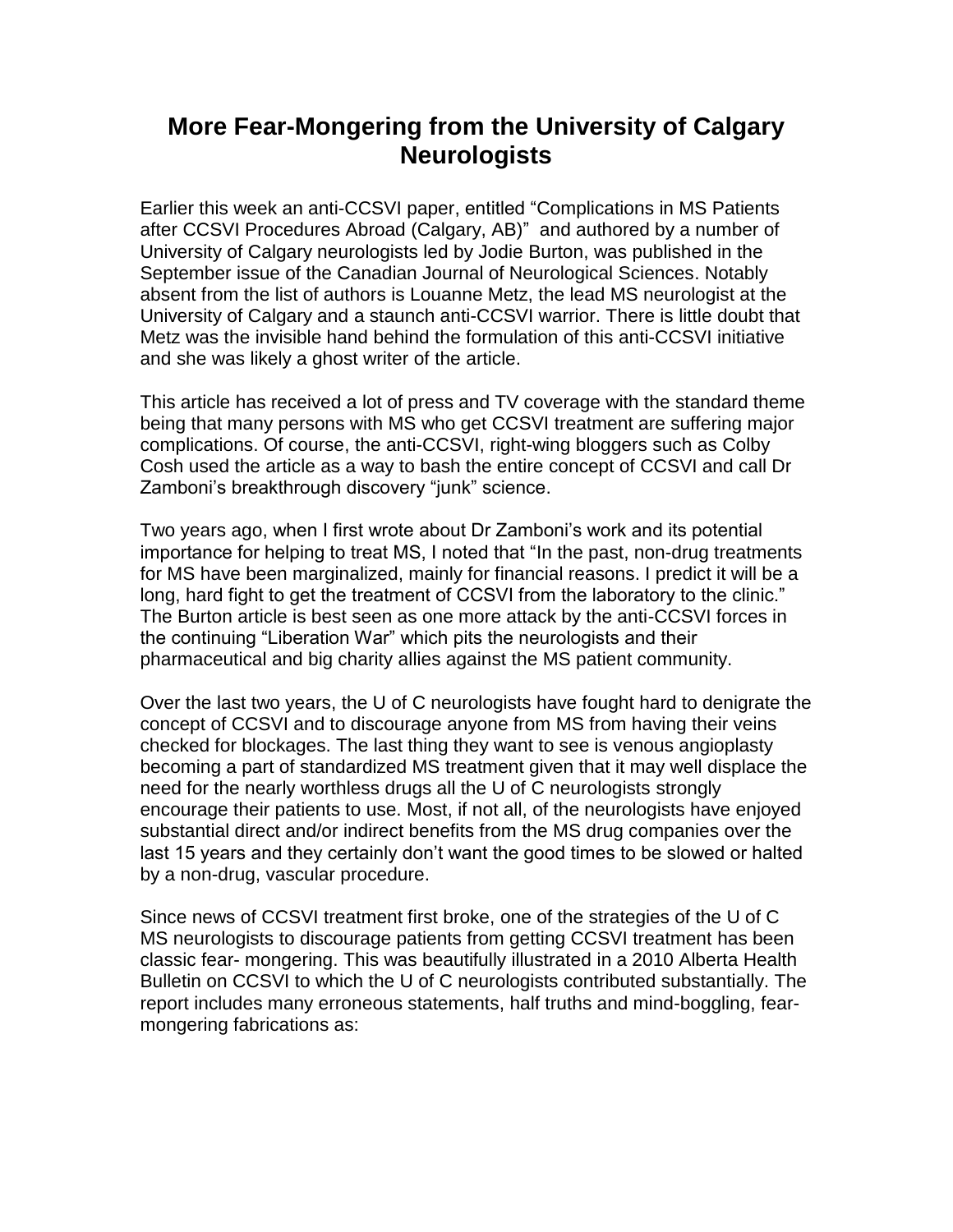# More Fear-Mongering from the University of Calgary Neurologists

Earlier this week an anti-CCSVI paper, entitled "Complications in MS Patients after CCSVI Procedures Abroad (Calgary, AB)" and authored by a number of University of Calgary neurologists led by Jodie Burton, was published in the September issue of the Canadian Journal of Neurological Sciences. Notably absent from the list of authors is Louanne Metz, the lead MS neurologist at the University of Calgary and a staunch anti-CCSVI warrior. There is little doubt that Metz was the invisible hand behind the formulation of this anti-CCSVI initiative and she was likely a ghost writer of the article.

This article has received a lot of press and TV coverage with the standard theme being that many persons with MS who get CCSVI treatment are suffering major complications. Of course, the anti-CCSVI, right-wing bloggers such as Colby Cosh used the article as a way to bash the entire concept of CCSVI and call Dr Zamboni's breakthrough discovery "junk" science.

Two years ago, when I first wrote about Dr Zamboni's work and its potential importance for helping to treat MS, I noted that "In the past, non-drug treatments for MS have been marginalized, mainly for financial reasons. I predict it will be a long, hard fight to get the treatment of CCSVI from the laboratory to the clinic." The Burton article is best seen as one more attack by the anti-CCSVI forces in the continuing "Liberation War" which pits the neurologists and their pharmaceutical and big charity allies against the MS patient community.

Over the last two years, the U of C neurologists have fought hard to denigrate the concept of CCSVI and to discourage anyone from MS from having their veins checked for blockages. The last thing they want to see is venous angioplasty becoming a part of standardized MS treatment given that it may well displace the need for the nearly worthless drugs all the U of C neurologists strongly encourage their patients to use. Most, if not all, of the neurologists have enjoyed substantial direct and/or indirect benefits from the MS drug companies over the last 15 years and they certainly don't want the good times to be slowed or halted by a non-drug, vascular procedure.

Since news of CCSVI treatment first broke, one of the strategies of the U of C MS neurologists to discourage patients from getting CCSVI treatment has been classic fear- mongering. This was beautifully illustrated in a 2010 Alberta Health Bulletin on CCSVI to which the U of C neurologists contributed substantially. The report includes many erroneous statements, half truths and mind-boggling, fear-mongering fabrications as: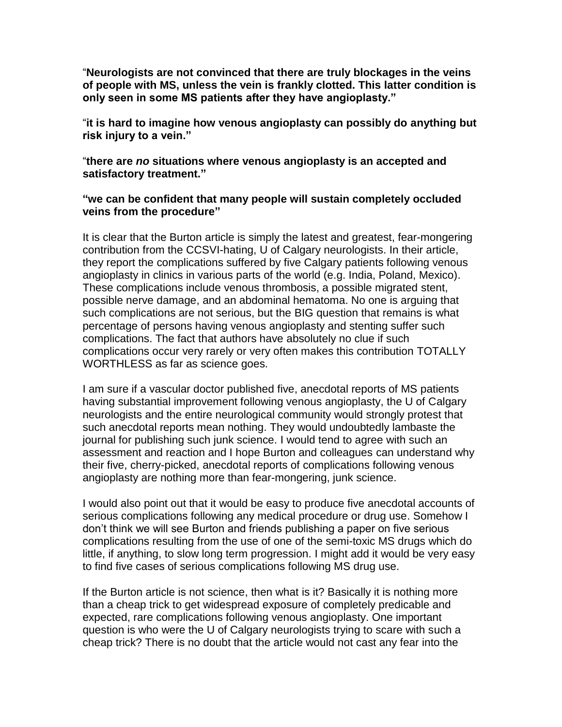"**Neurologists are not convinced that there are truly blockages in the veins of people with MS, unless the vein is frankly clotted. This latter condition is only seen in some MS patients after they have angioplasty.**"

"**it is hard to imagine how venous angioplasty can possibly do anything but risk injury to a vein.**"

"**there are *no* situations where venous angioplasty is an accepted and satisfactory treatment.**"

**"we can be confident that many people will sustain completely occluded veins from the procedure"**

It is clear that the Burton article is simply the latest and greatest, fear-mongering contribution from the CCSVI-hating, U of Calgary neurologists. In their article, they report the complications suffered by five Calgary patients following venous angioplasty in clinics in various parts of the world (e.g. India, Poland, Mexico). These complications include venous thrombosis, a possible migrated stent, possible nerve damage, and an abdominal hematoma. No one is arguing that such complications are not serious, but the BIG question that remains is what percentage of persons having venous angioplasty and stenting suffer such complications. The fact that authors have absolutely no clue if such complications occur very rarely or very often makes this contribution TOTALLY WORTHLESS as far as science goes.

I am sure if a vascular doctor published five, anecdotal reports of MS patients having substantial improvement following venous angioplasty, the U of Calgary neurologists and the entire neurological community would strongly protest that such anecdotal reports mean nothing. They would undoubtedly lambaste the journal for publishing such junk science. I would tend to agree with such an assessment and reaction and I hope Burton and colleagues can understand why their five, cherry-picked, anecdotal reports of complications following venous angioplasty are nothing more than fear-mongering, junk science.

I would also point out that it would be easy to produce five anecdotal accounts of serious complications following any medical procedure or drug use. Somehow I don't think we will see Burton and friends publishing a paper on five serious complications resulting from the use of one of the semi-toxic MS drugs which do little, if anything, to slow long term progression. I might add it would be very easy to find five cases of serious complications following MS drug use.

If the Burton article is not science, then what is it? Basically it is nothing more than a cheap trick to get widespread exposure of completely predicable and expected, rare complications following venous angioplasty. One important question is who were the U of Calgary neurologists trying to scare with such a cheap trick? There is no doubt that the article would not cast any fear into the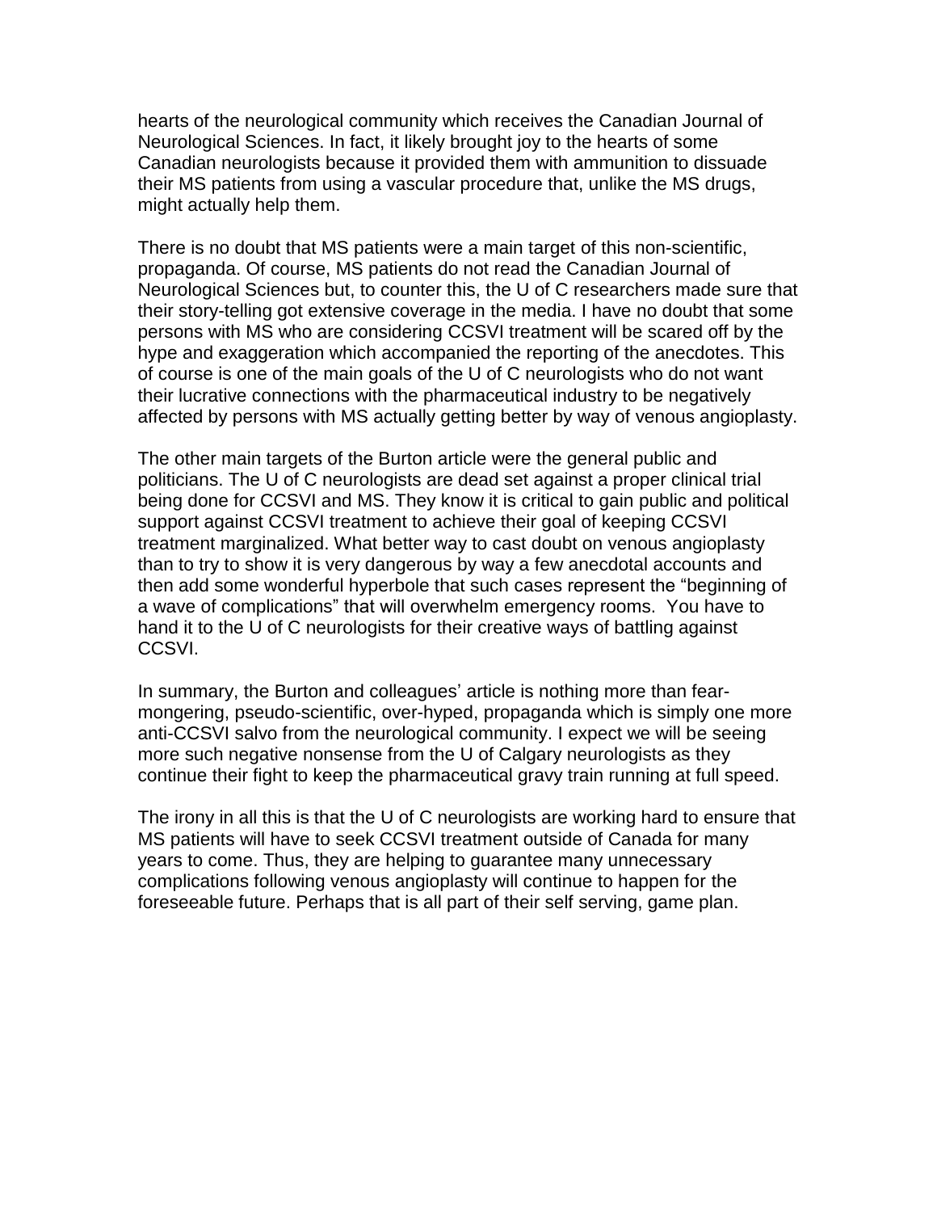hearts of the neurological community which receives the Canadian Journal of Neurological Sciences. In fact, it likely brought joy to the hearts of some Canadian neurologists because it provided them with ammunition to dissuade their MS patients from using a vascular procedure that, unlike the MS drugs, might actually help them.

There is no doubt that MS patients were a main target of this non-scientific, propaganda. Of course, MS patients do not read the Canadian Journal of Neurological Sciences but, to counter this, the U of C researchers made sure that their story-telling got extensive coverage in the media. I have no doubt that some persons with MS who are considering CCSVI treatment will be scared off by the hype and exaggeration which accompanied the reporting of the anecdotes. This of course is one of the main goals of the U of C neurologists who do not want their lucrative connections with the pharmaceutical industry to be negatively affected by persons with MS actually getting better by way of venous angioplasty.

The other main targets of the Burton article were the general public and politicians. The U of C neurologists are dead set against a proper clinical trial being done for CCSVI and MS. They know it is critical to gain public and political support against CCSVI treatment to achieve their goal of keeping CCSVI treatment marginalized. What better way to cast doubt on venous angioplasty than to try to show it is very dangerous by way a few anecdotal accounts and then add some wonderful hyperbole that such cases represent the "beginning of a wave of complications" that will overwhelm emergency rooms. You have to hand it to the U of C neurologists for their creative ways of battling against CCSVI.

In summary, the Burton and colleagues' article is nothing more than fear-mongering, pseudo-scientific, over-hyped, propaganda which is simply one more anti-CCSVI salvo from the neurological community. I expect we will be seeing more such negative nonsense from the U of Calgary neurologists as they continue their fight to keep the pharmaceutical gravy train running at full speed.

The irony in all this is that the U of C neurologists are working hard to ensure that MS patients will have to seek CCSVI treatment outside of Canada for many years to come. Thus, they are helping to guarantee many unnecessary complications following venous angioplasty will continue to happen for the foreseeable future. Perhaps that is all part of their self serving, game plan.